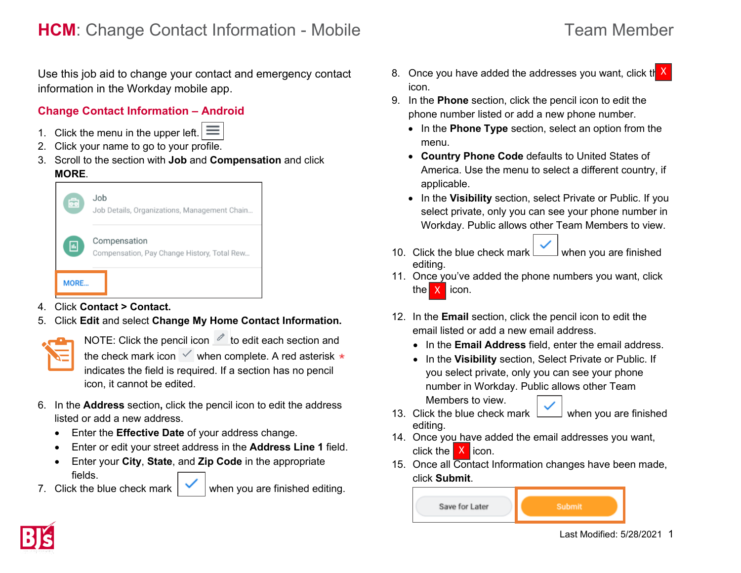# HCM: Change Contact Information - Mobile

Team Member

Use this job aid to change your contact and emergency contact information in the Workday mobile app.

## Change Contact Information – Android

1. Click the menu in the upper left.
2. Click your name to go to your profile.
3. Scroll to the section with **Job** and **Compensation** and click **MORE**.
4. Click **Contact > Contact.**
5. Click **Edit** and select **Change My Home Contact Information.**

NOTE: Click the pencil icon to edit each section and the check mark icon when complete. A red asterisk * indicates the field is required. If a section has no pencil icon, it cannot be edited.

6. In the **Address** section**,** click the pencil icon to edit the address listed or add a new address.
   - Enter the **Effective Date** of your address change.
   - Enter or edit your street address in the **Address Line 1** field.
   - Enter your **City**, **State**, and **Zip Code** in the appropriate fields.
7. Click the blue check mark when you are finished editing.
8. Once you have added the addresses you want, click the X icon.
9. In the **Phone** section, click the pencil icon to edit the phone number listed or add a new phone number.
   - In the **Phone Type** section, select an option from the menu.
   - **Country Phone Code** defaults to United States of America. Use the menu to select a different country, if applicable.
   - In the **Visibility** section, select Private or Public. If you select private, only you can see your phone number in Workday. Public allows other Team Members to view.
10. Click the blue check mark when you are finished editing.
11. Once you've added the phone numbers you want, click the X icon.
12. In the **Email** section, click the pencil icon to edit the email listed or add a new email address.
    - In the **Email Address** field, enter the email address.
    - In the **Visibility** section, Select Private or Public. If you select private, only you can see your phone number in Workday. Public allows other Team Members to view.
13. Click the blue check mark when you are finished editing.
14. Once you have added the email addresses you want, click the X icon.
15. Once all Contact Information changes have been made, click **Submit**.

Last Modified: 5/28/2021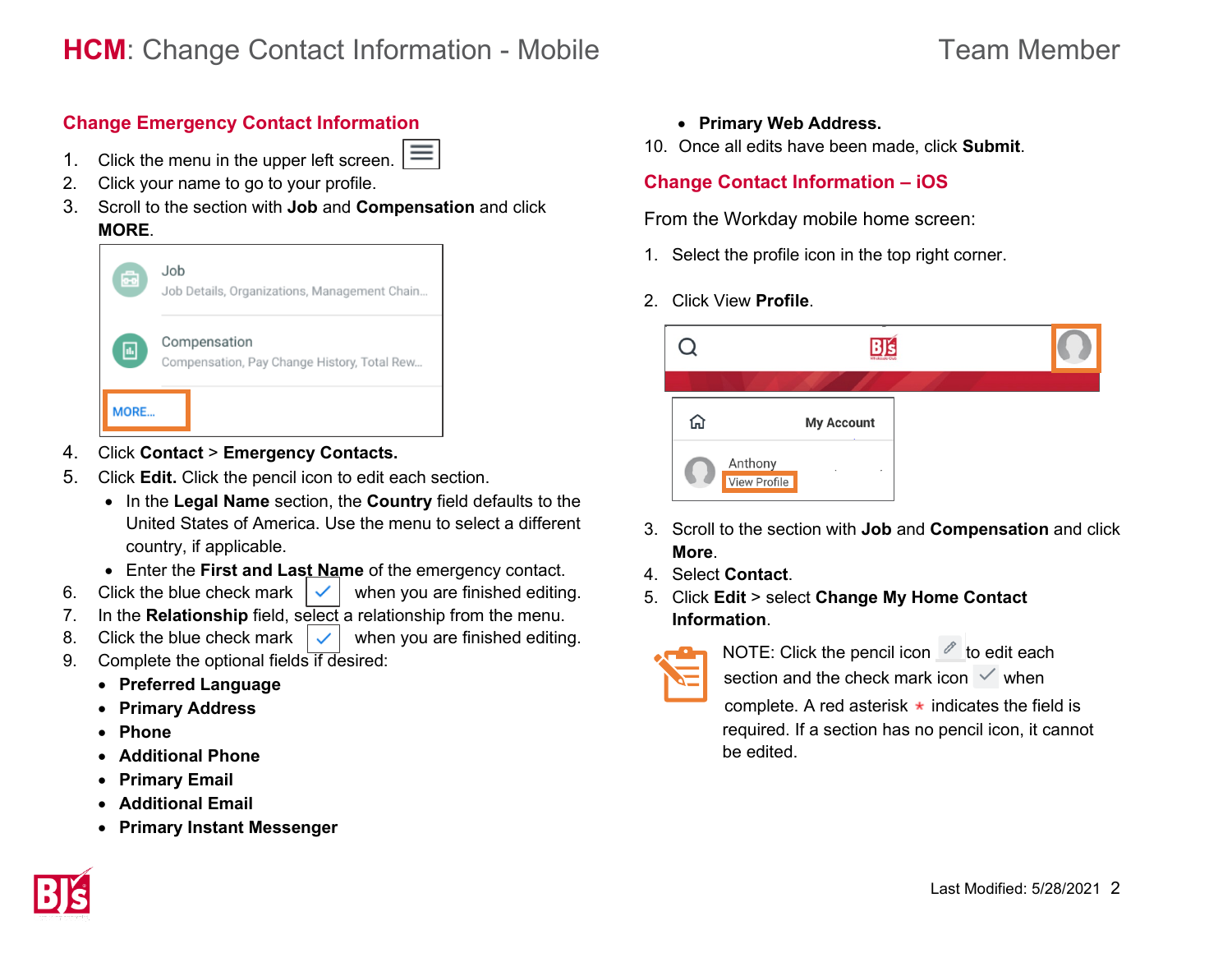# HCM: Change Contact Information - Mobile

Team Member

## Change Emergency Contact Information

1. Click the menu in the upper left screen.
2. Click your name to go to your profile.
3. Scroll to the section with **Job** and **Compensation** and click **MORE**.
4. Click **Contact** > **Emergency Contacts.**
5. Click **Edit.** Click the pencil icon to edit each section.
   - In the **Legal Name** section, the **Country** field defaults to the United States of America. Use the menu to select a different country, if applicable.
   - Enter the **First and Last Name** of the emergency contact.
6. Click the blue check mark when you are finished editing.
7. In the **Relationship** field, select a relationship from the menu.
8. Click the blue check mark when you are finished editing.
9. Complete the optional fields if desired:
   - **Preferred Language**
   - **Primary Address**
   - **Phone**
   - **Additional Phone**
   - **Primary Email**
   - **Additional Email**
   - **Primary Instant Messenger**
   - **Primary Web Address.**
10. Once all edits have been made, click **Submit**.

## Change Contact Information – iOS

From the Workday mobile home screen:

1. Select the profile icon in the top right corner.
2. Click View **Profile**.
3. Scroll to the section with **Job** and **Compensation** and click **More**.
4. Select **Contact**.
5. Click **Edit** > select **Change My Home Contact Information**.

NOTE: Click the pencil icon to edit each section and the check mark icon when complete. A red asterisk * indicates the field is required. If a section has no pencil icon, it cannot be edited.

Last Modified: 5/28/2021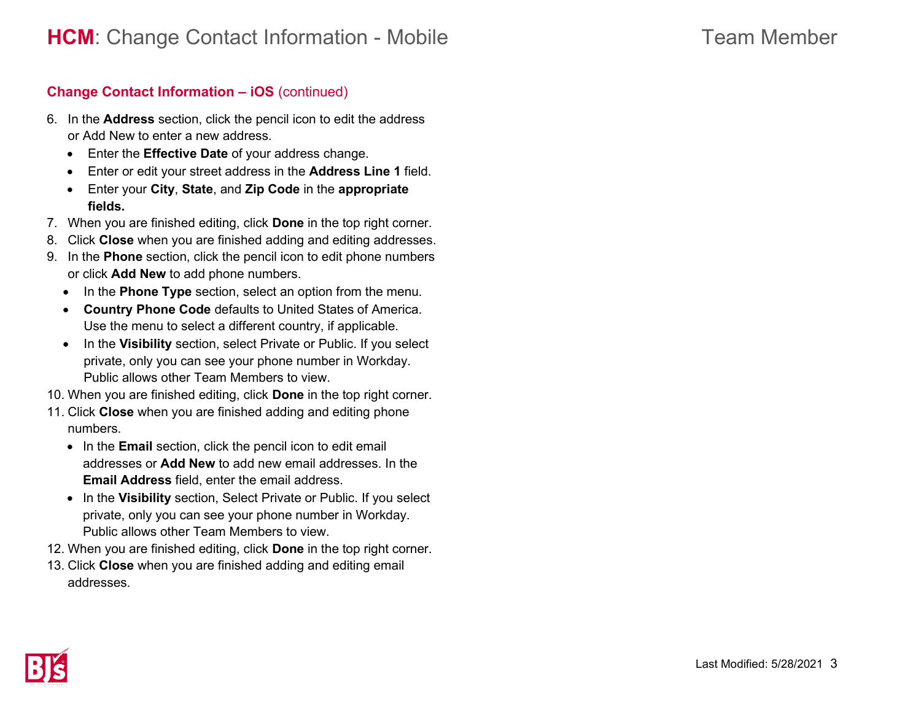## Change Contact Information – iOS (continued)

6. In the **Address** section, click the pencil icon to edit the address or Add New to enter a new address.
   - Enter the **Effective Date** of your address change.
   - Enter or edit your street address in the **Address Line 1** field.
   - Enter your **City**, **State**, and **Zip Code** in the **appropriate fields.**
7. When you are finished editing, click **Done** in the top right corner.
8. Click **Close** when you are finished adding and editing addresses.
9. In the **Phone** section, click the pencil icon to edit phone numbers or click **Add New** to add phone numbers.
   - In the **Phone Type** section, select an option from the menu.
   - **Country Phone Code** defaults to United States of America. Use the menu to select a different country, if applicable.
   - In the **Visibility** section, select Private or Public. If you select private, only you can see your phone number in Workday. Public allows other Team Members to view.
10. When you are finished editing, click **Done** in the top right corner.
11. Click **Close** when you are finished adding and editing phone numbers.
    - In the **Email** section, click the pencil icon to edit email addresses or **Add New** to add new email addresses. In the **Email Address** field, enter the email address.
    - In the **Visibility** section, Select Private or Public. If you select private, only you can see your phone number in Workday. Public allows other Team Members to view.
12. When you are finished editing, click **Done** in the top right corner.
13. Click **Close** when you are finished adding and editing email addresses.

Last Modified: 5/28/2021